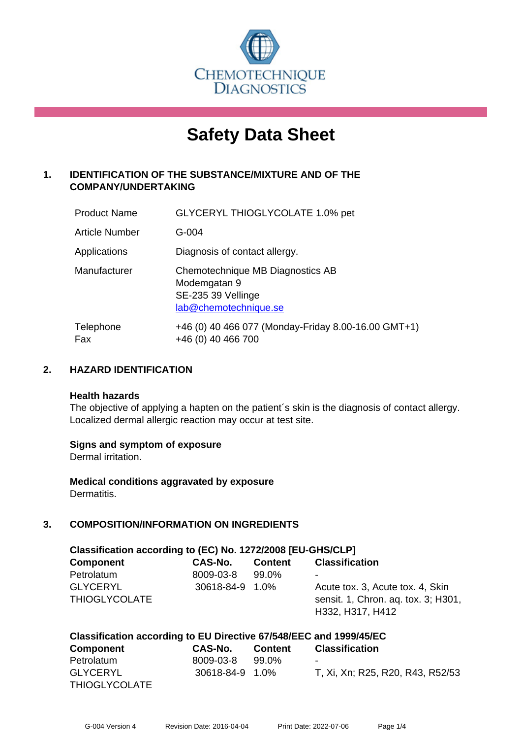CHEMOTECHNIQUE DIAGNOSTICS

# Safety Data Sheet

## 1. IDENTIFICATION OF THE SUBSTANCE/MIXTURE AND OF THE COMPANY/UNDERTAKING

| | |
|---|---|
| Product Name | GLYCERYL THIOGLYCOLATE 1.0% pet |
| Article Number | G-004 |
| Applications | Diagnosis of contact allergy. |
| Manufacturer | Chemotechnique MB Diagnostics AB<br>Modemgatan 9<br>SE-235 39 Vellinge<br>lab@chemotechnique.se |
| Telephone<br>Fax | +46 (0) 40 466 077 (Monday-Friday 8.00-16.00 GMT+1)<br>+46 (0) 40 466 700 |

## 2. HAZARD IDENTIFICATION

**Health hazards**
The objective of applying a hapten on the patient´s skin is the diagnosis of contact allergy. Localized dermal allergic reaction may occur at test site.

**Signs and symptom of exposure**
Dermal irritation.

**Medical conditions aggravated by exposure**
Dermatitis.

## 3. COMPOSITION/INFORMATION ON INGREDIENTS

**Classification according to (EC) No. 1272/2008 [EU-GHS/CLP]**

| Component | CAS-No. | Content | Classification |
|---|---|---|---|
| Petrolatum | 8009-03-8 | 99.0% | - |
| GLYCERYL THIOGLYCOLATE | 30618-84-9 | 1.0% | Acute tox. 3, Acute tox. 4, Skin sensit. 1, Chron. aq. tox. 3; H301, H332, H317, H412 |

**Classification according to EU Directive 67/548/EEC and 1999/45/EC**

| Component | CAS-No. | Content | Classification |
|---|---|---|---|
| Petrolatum | 8009-03-8 | 99.0% | - |
| GLYCERYL THIOGLYCOLATE | 30618-84-9 | 1.0% | T, Xi, Xn; R25, R20, R43, R52/53 |

G-004 Version 4 Revision Date: 2016-04-04 Print Date: 2022-07-06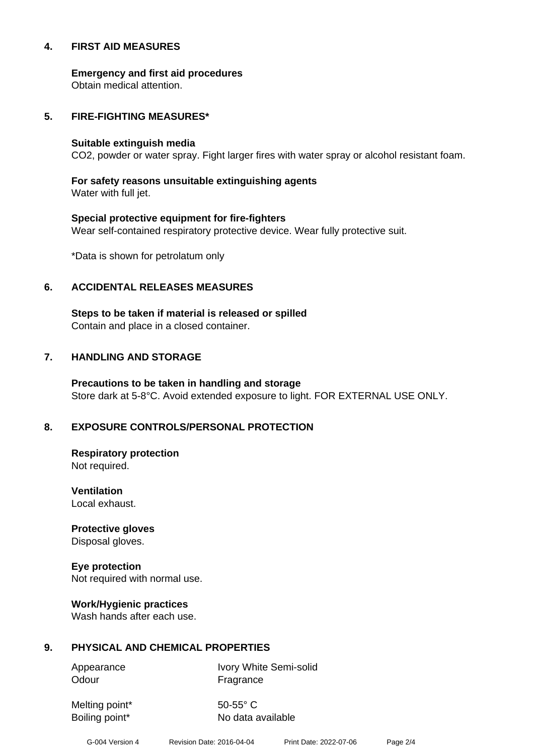## 4. FIRST AID MEASURES

**Emergency and first aid procedures**
Obtain medical attention.

## 5. FIRE-FIGHTING MEASURES*

**Suitable extinguish media**
$CO_2$, powder or water spray. Fight larger fires with water spray or alcohol resistant foam.

**For safety reasons unsuitable extinguishing agents**
Water with full jet.

**Special protective equipment for fire-fighters**
Wear self-contained respiratory protective device. Wear fully protective suit.

*Data is shown for petrolatum only

## 6. ACCIDENTAL RELEASES MEASURES

**Steps to be taken if material is released or spilled**
Contain and place in a closed container.

## 7. HANDLING AND STORAGE

**Precautions to be taken in handling and storage**
Store dark at 5-8°C. Avoid extended exposure to light. FOR EXTERNAL USE ONLY.

## 8. EXPOSURE CONTROLS/PERSONAL PROTECTION

**Respiratory protection**
Not required.

**Ventilation**
Local exhaust.

**Protective gloves**
Disposal gloves.

**Eye protection**
Not required with normal use.

**Work/Hygienic practices**
Wash hands after each use.

## 9. PHYSICAL AND CHEMICAL PROPERTIES

| | |
|---|---|
| Appearance | Ivory White Semi-solid |
| Odour | Fragrance |
| Melting point* | 50-55° C |
| Boiling point* | No data available |

G-004 Version 4 Revision Date: 2016-04-04 Print Date: 2022-07-06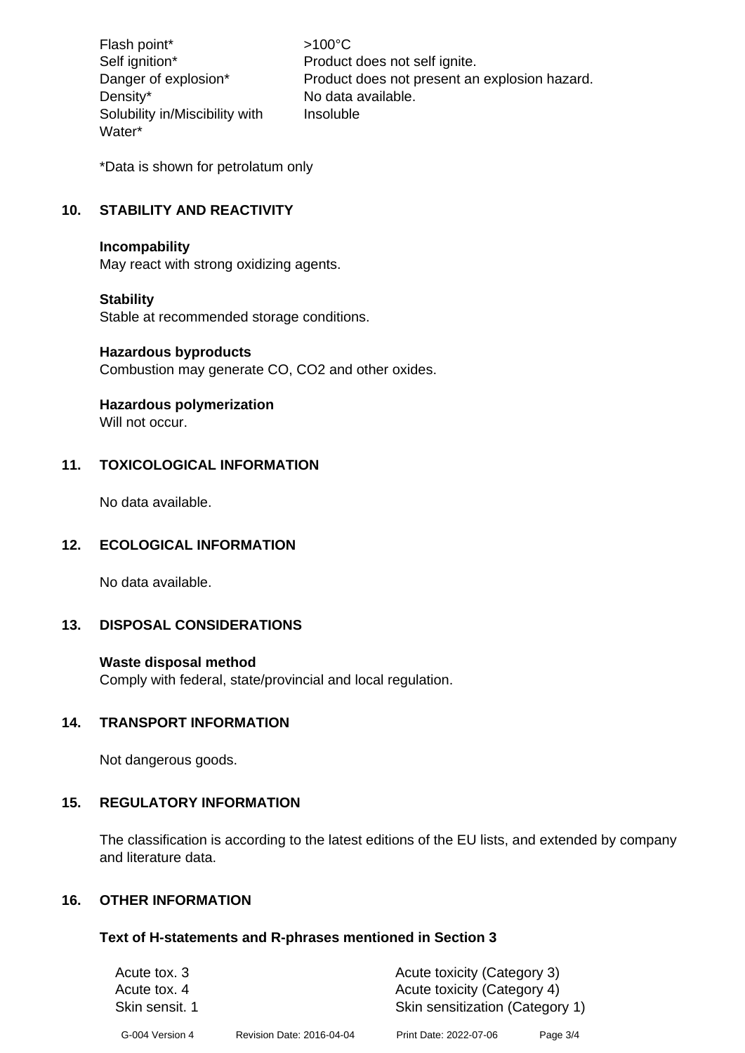| | |
|---|---|
| Flash point* | >100°C |
| Self ignition* | Product does not self ignite. |
| Danger of explosion* | Product does not present an explosion hazard. |
| Density* | No data available. |
| Solubility in/Miscibility with Water* | Insoluble |

*Data is shown for petrolatum only

## 10. STABILITY AND REACTIVITY

**Incompability**
May react with strong oxidizing agents.

**Stability**
Stable at recommended storage conditions.

**Hazardous byproducts**
Combustion may generate CO, $CO_2$ and other oxides.

**Hazardous polymerization**
Will not occur.

## 11. TOXICOLOGICAL INFORMATION

No data available.

## 12. ECOLOGICAL INFORMATION

No data available.

## 13. DISPOSAL CONSIDERATIONS

**Waste disposal method**
Comply with federal, state/provincial and local regulation.

## 14. TRANSPORT INFORMATION

Not dangerous goods.

## 15. REGULATORY INFORMATION

The classification is according to the latest editions of the EU lists, and extended by company and literature data.

## 16. OTHER INFORMATION

### Text of H-statements and R-phrases mentioned in Section 3

| | |
|---|---|
| Acute tox. 3 | Acute toxicity (Category 3) |
| Acute tox. 4 | Acute toxicity (Category 4) |
| Skin sensit. 1 | Skin sensitization (Category 1) |

G-004 Version 4    Revision Date: 2016-04-04    Print Date: 2022-07-06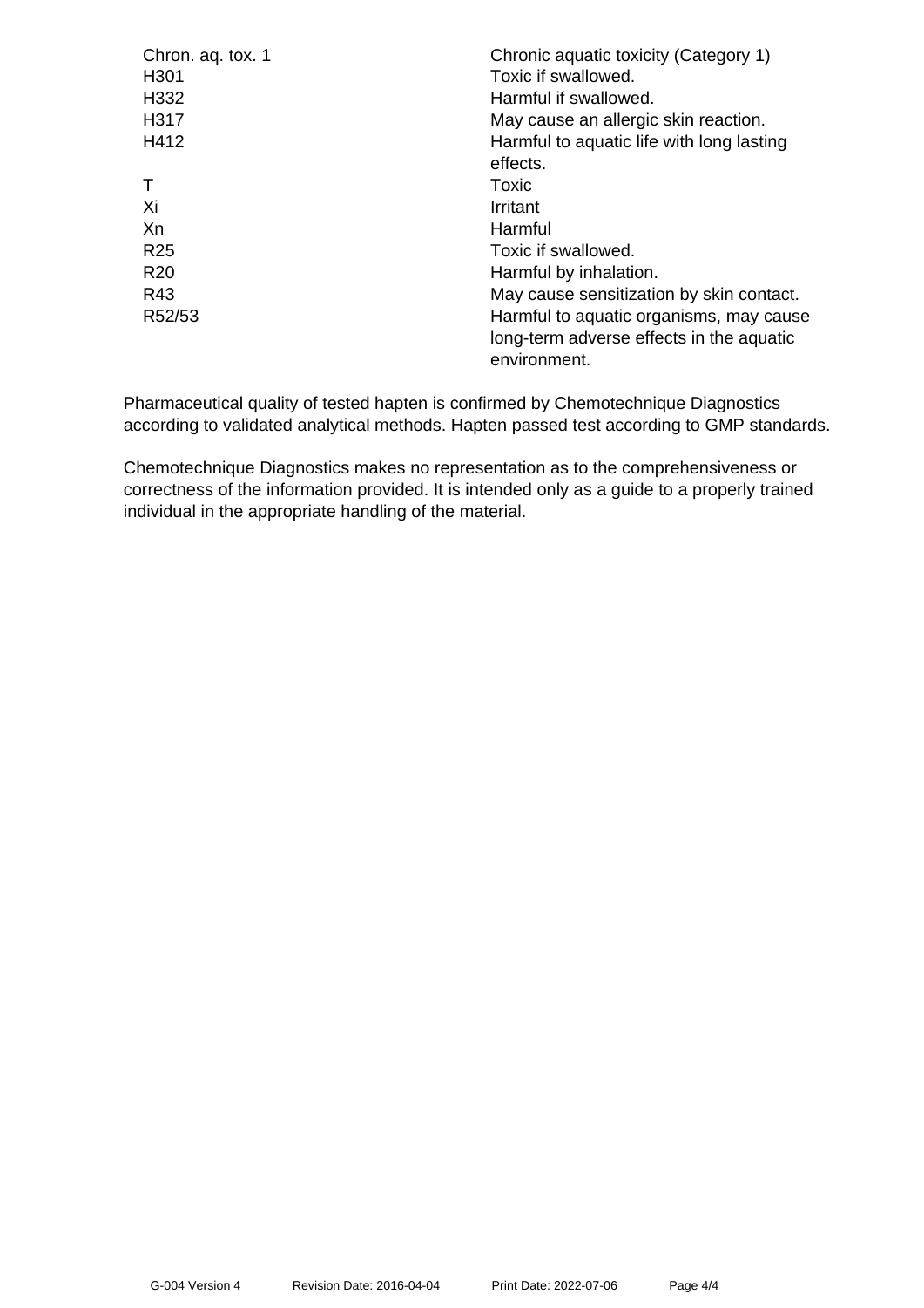| | |
|---|---|
| Chron. aq. tox. 1 | Chronic aquatic toxicity (Category 1) |
| H301 | Toxic if swallowed. |
| H332 | Harmful if swallowed. |
| H317 | May cause an allergic skin reaction. |
| H412 | Harmful to aquatic life with long lasting effects. |
| T | Toxic |
| Xi | Irritant |
| Xn | Harmful |
| R25 | Toxic if swallowed. |
| R20 | Harmful by inhalation. |
| R43 | May cause sensitization by skin contact. |
| R52/53 | Harmful to aquatic organisms, may cause long-term adverse effects in the aquatic environment. |

Pharmaceutical quality of tested hapten is confirmed by Chemotechnique Diagnostics according to validated analytical methods. Hapten passed test according to GMP standards.

Chemotechnique Diagnostics makes no representation as to the comprehensiveness or correctness of the information provided. It is intended only as a guide to a properly trained individual in the appropriate handling of the material.